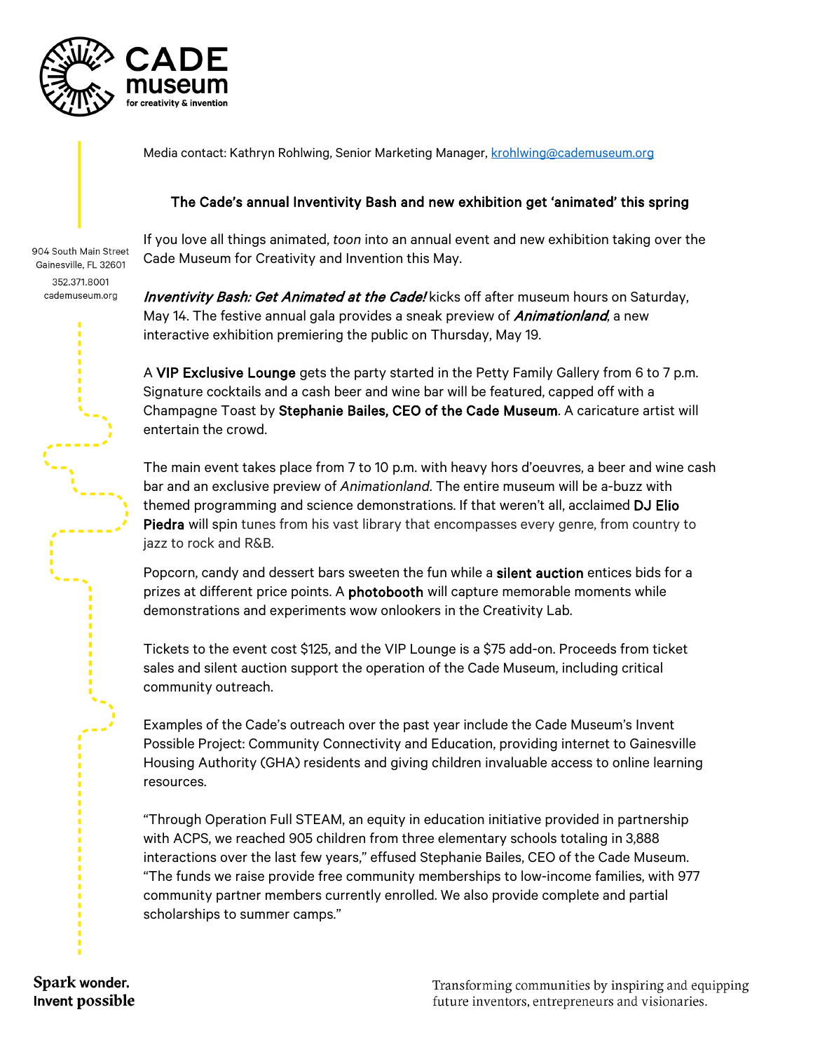CADE museum for creativity & invention

Media contact: Kathryn Rohlwing, Senior Marketing Manager, krohlwing@cademuseum.org

904 South Main Street
Gainesville, FL 32601
352.371.8001
cademuseum.org

**The Cade's annual Inventivity Bash and new exhibition get 'animated' this spring**

If you love all things animated, *toon* into an annual event and new exhibition taking over the Cade Museum for Creativity and Invention this May.

***Inventivity Bash: Get Animated at the Cade!*** kicks off after museum hours on Saturday, May 14. The festive annual gala provides a sneak preview of ***Animationland***, a new interactive exhibition premiering the public on Thursday, May 19.

A **VIP Exclusive Lounge** gets the party started in the Petty Family Gallery from 6 to 7 p.m. Signature cocktails and a cash beer and wine bar will be featured, capped off with a Champagne Toast by **Stephanie Bailes, CEO of the Cade Museum**. A caricature artist will entertain the crowd.

The main event takes place from 7 to 10 p.m. with heavy hors d'oeuvres, a beer and wine cash bar and an exclusive preview of *Animationland*. The entire museum will be a-buzz with themed programming and science demonstrations. If that weren't all, acclaimed **DJ Elio Piedra** will spin tunes from his vast library that encompasses every genre, from country to jazz to rock and R&B.

Popcorn, candy and dessert bars sweeten the fun while a **silent auction** entices bids for a prizes at different price points. A **photobooth** will capture memorable moments while demonstrations and experiments wow onlookers in the Creativity Lab.

Tickets to the event cost $125, and the VIP Lounge is a $75 add-on. Proceeds from ticket sales and silent auction support the operation of the Cade Museum, including critical community outreach.

Examples of the Cade's outreach over the past year include the Cade Museum's Invent Possible Project: Community Connectivity and Education, providing internet to Gainesville Housing Authority (GHA) residents and giving children invaluable access to online learning resources.

"Through Operation Full STEAM, an equity in education initiative provided in partnership with ACPS, we reached 905 children from three elementary schools totaling in 3,888 interactions over the last few years," effused Stephanie Bailes, CEO of the Cade Museum. "The funds we raise provide free community memberships to low-income families, with 977 community partner members currently enrolled. We also provide complete and partial scholarships to summer camps."

Spark wonder.
Invent possible

Transforming communities by inspiring and equipping future inventors, entrepreneurs and visionaries.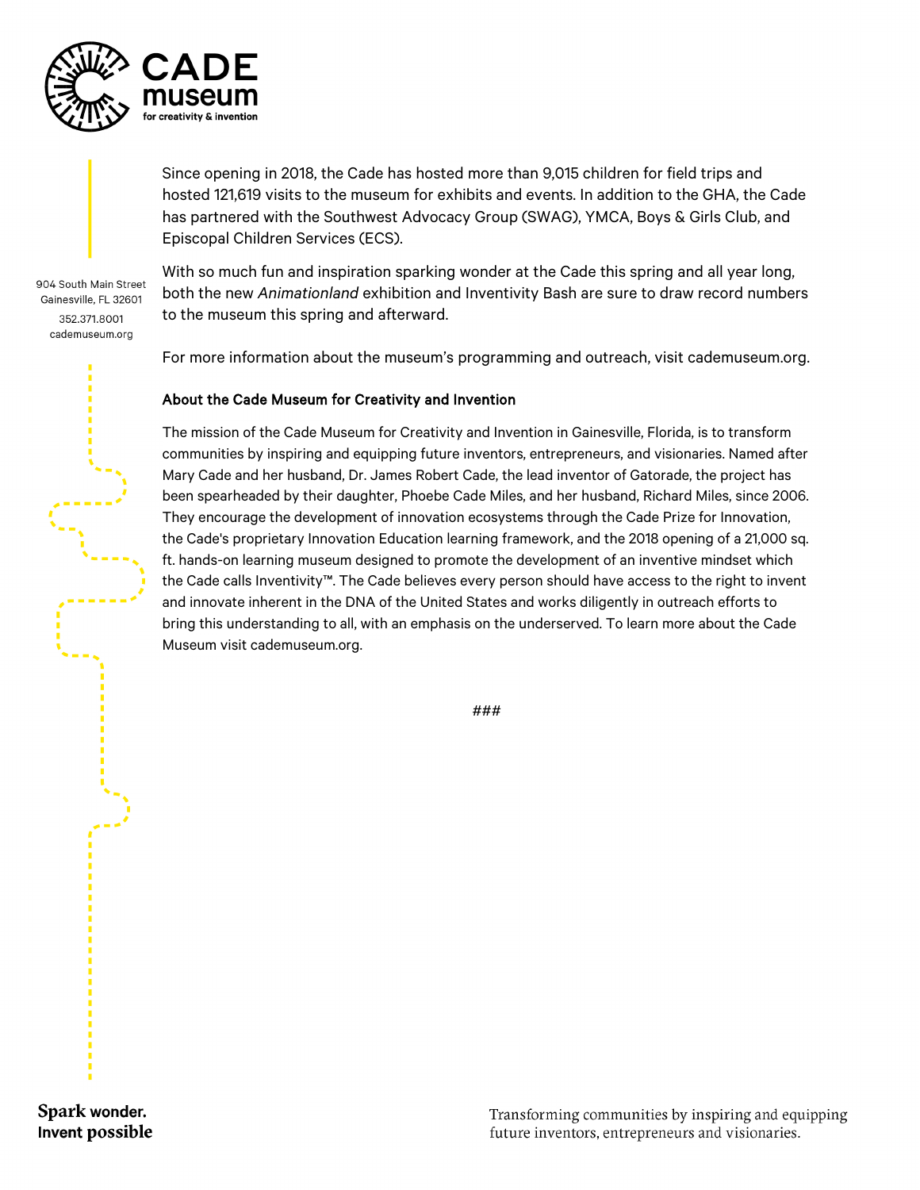Since opening in 2018, the Cade has hosted more than 9,015 children for field trips and hosted 121,619 visits to the museum for exhibits and events. In addition to the GHA, the Cade has partnered with the Southwest Advocacy Group (SWAG), YMCA, Boys & Girls Club, and Episcopal Children Services (ECS).

With so much fun and inspiration sparking wonder at the Cade this spring and all year long, both the new *Animationland* exhibition and Inventivity Bash are sure to draw record numbers to the museum this spring and afterward.

For more information about the museum's programming and outreach, visit cademuseum.org.

**About the Cade Museum for Creativity and Invention**

The mission of the Cade Museum for Creativity and Invention in Gainesville, Florida, is to transform communities by inspiring and equipping future inventors, entrepreneurs, and visionaries. Named after Mary Cade and her husband, Dr. James Robert Cade, the lead inventor of Gatorade, the project has been spearheaded by their daughter, Phoebe Cade Miles, and her husband, Richard Miles, since 2006. They encourage the development of innovation ecosystems through the Cade Prize for Innovation, the Cade's proprietary Innovation Education learning framework, and the 2018 opening of a 21,000 sq. ft. hands-on learning museum designed to promote the development of an inventive mindset which the Cade calls Inventivity™. The Cade believes every person should have access to the right to invent and innovate inherent in the DNA of the United States and works diligently in outreach efforts to bring this understanding to all, with an emphasis on the underserved. To learn more about the Cade Museum visit cademuseum.org.

###